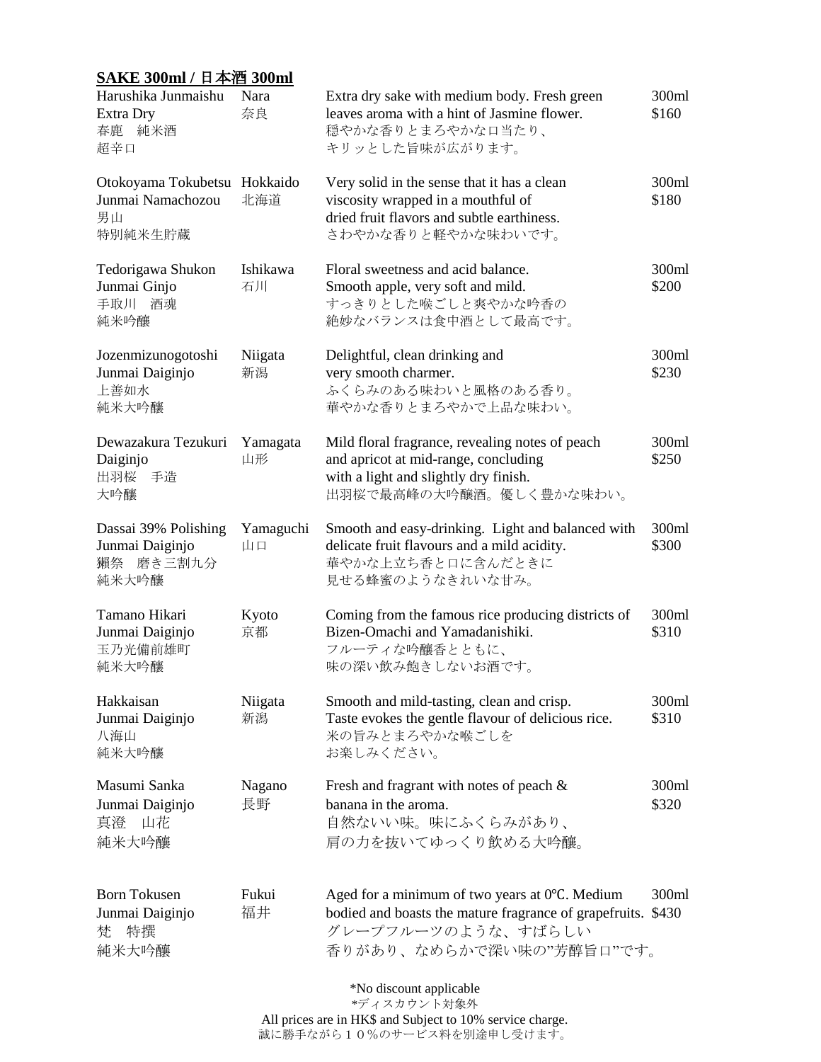## SAKE 300ml / 日本酒 300ml

| Sake | Region | Description | Price |
|---|---|---|---|
| Harushika Junmaishu Extra Dry<br>春鹿　純米酒<br>超辛口 | Nara<br>奈良 | Extra dry sake with medium body. Fresh green leaves aroma with a hint of Jasmine flower.<br>穏やかな香りとまろやかな口当たり、<br>キリッとした旨味が広がります。 | 300ml<br>$160 |
| Otokoyama Tokubetsu Junmai Namachozou<br>男山<br>特別純米生貯蔵 | Hokkaido<br>北海道 | Very solid in the sense that it has a clean viscosity wrapped in a mouthful of dried fruit flavors and subtle earthiness.<br>さわやかな香りと軽やかな味わいです。 | 300ml<br>$180 |
| Tedorigawa Shukon Junmai Ginjo<br>手取川　酒魂<br>純米吟醸 | Ishikawa<br>石川 | Floral sweetness and acid balance. Smooth apple, very soft and mild.<br>すっきりとした喉ごしと爽やかな吟香の<br>絶妙なバランスは食中酒として最高です。 | 300ml<br>$200 |
| Jozenmizunogotoshi Junmai Daiginjo<br>上善如水<br>純米大吟醸 | Niigata<br>新潟 | Delightful, clean drinking and very smooth charmer.<br>ふくらみのある味わいと風格のある香り。<br>華やかな香りとまろやかで上品な味わい。 | 300ml<br>$230 |
| Dewazakura Tezukuri Daiginjo<br>出羽桜　手造<br>大吟醸 | Yamagata<br>山形 | Mild floral fragrance, revealing notes of peach and apricot at mid-range, concluding with a light and slightly dry finish.<br>出羽桜で最高峰の大吟醸酒。優しく豊かな味わい。 | 300ml<br>$250 |
| Dassai 39% Polishing Junmai Daiginjo<br>獺祭　磨き三割九分<br>純米大吟醸 | Yamaguchi<br>山口 | Smooth and easy-drinking. Light and balanced with delicate fruit flavours and a mild acidity.<br>華やかな上立ち香と口に含んだときに<br>見せる蜂蜜のようなきれいな甘み。 | 300ml<br>$300 |
| Tamano Hikari Junmai Daiginjo<br>玉乃光備前雄町<br>純米大吟醸 | Kyoto<br>京都 | Coming from the famous rice producing districts of Bizen-Omachi and Yamadanishiki.<br>フルーティな吟醸香とともに、<br>味の深い飲み飽きしないお酒です。 | 300ml<br>$310 |
| Hakkaisan Junmai Daiginjo<br>八海山<br>純米大吟醸 | Niigata<br>新潟 | Smooth and mild-tasting, clean and crisp. Taste evokes the gentle flavour of delicious rice.<br>米の旨みとまろやかな喉ごしを<br>お楽しみください。 | 300ml<br>$310 |
| Masumi Sanka Junmai Daiginjo<br>真澄　山花<br>純米大吟醸 | Nagano<br>長野 | Fresh and fragrant with notes of peach & banana in the aroma.<br>自然ないい味。味にふくらみがあり、<br>肩の力を抜いてゆっくり飲める大吟醸。 | 300ml<br>$320 |
| Born Tokusen Junmai Daiginjo<br>梵　特撰<br>純米大吟醸 | Fukui<br>福井 | Aged for a minimum of two years at 0℃. Medium bodied and boasts the mature fragrance of grapefruits.<br>グレープフルーツのような、すばらしい<br>香りがあり、なめらかで深い味の"芳醇旨口"です。 | 300ml<br>$430 |

*No discount applicable
*ディスカウント対象外
All prices are in HK$ and Subject to 10% service charge.
誠に勝手ながら１０%のサービス料を別途申し受けます。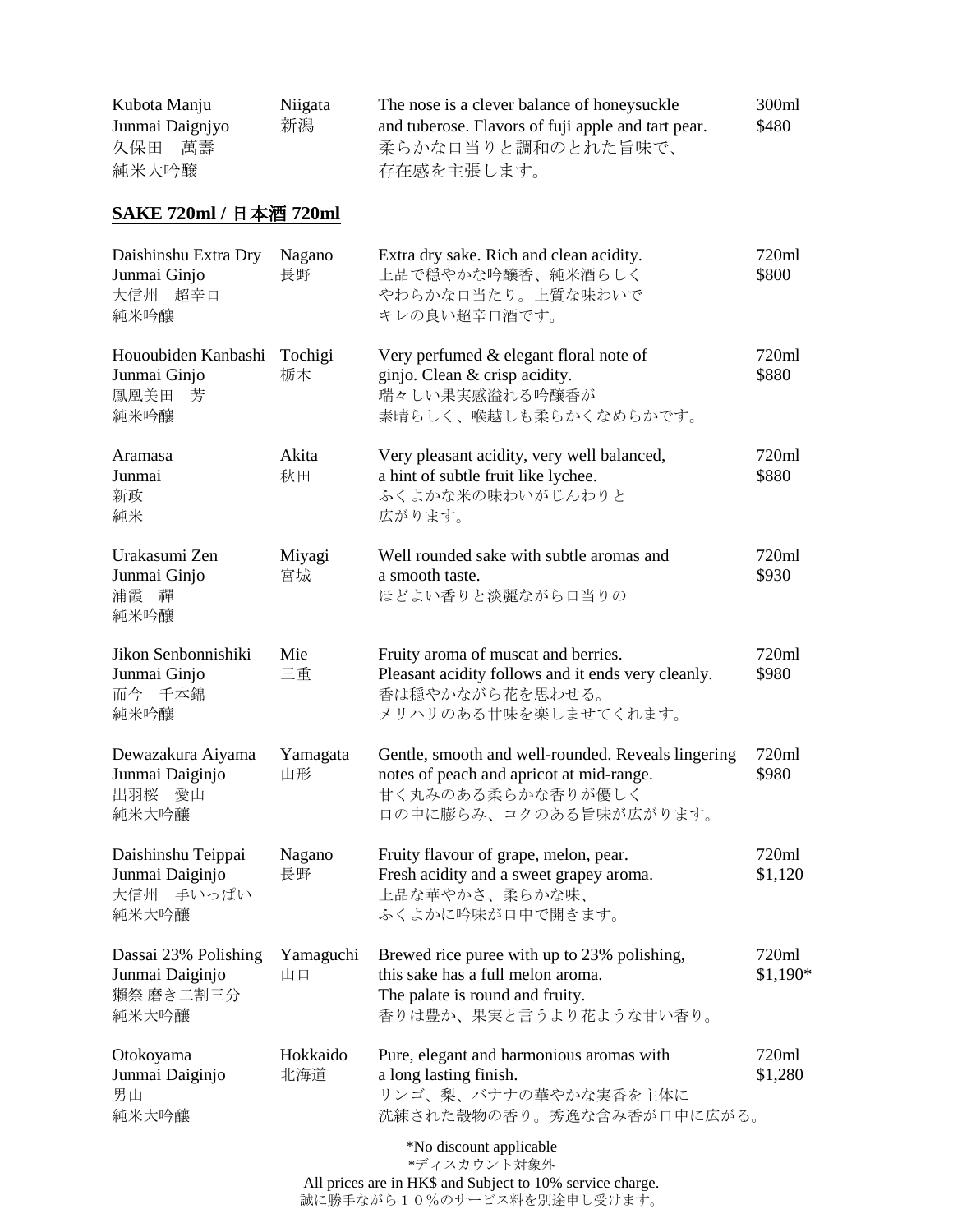| | | | |
|---|---|---|---|
| Kubota Manju<br>Junmai Daignjyo<br>久保田　萬壽<br>純米大吟醸 | Niigata<br>新潟 | The nose is a clever balance of honeysuckle and tuberose. Flavors of fuji apple and tart pear.<br>柔らかな口当たりと調和のとれた旨味で、存在感を主張します。 | 300ml<br>$480 |

## SAKE 720ml / 日本酒 720ml

| | | | |
|---|---|---|---|
| Daishinshu Extra Dry<br>Junmai Ginjo<br>大信州　超辛口<br>純米吟醸 | Nagano<br>長野 | Extra dry sake. Rich and clean acidity.<br>上品で穏やかな吟醸香、純米酒らしくやわらかな口当たり。上質な味わいでキレの良い超辛口酒です。 | 720ml<br>$800 |
| Hououbiden Kanbashi<br>Junmai Ginjo<br>鳳凰美田　芳<br>純米吟醸 | Tochigi<br>栃木 | Very perfumed & elegant floral note of ginjo. Clean & crisp acidity.<br>瑞々しい果実感溢れる吟醸香が素晴らしく、喉越しも柔らかくなめらかです。 | 720ml<br>$880 |
| Aramasa<br>Junmai<br>新政<br>純米 | Akita<br>秋田 | Very pleasant acidity, very well balanced, a hint of subtle fruit like lychee.<br>ふくよかな米の味わいがじんわりと広がります。 | 720ml<br>$880 |
| Urakasumi Zen<br>Junmai Ginjo<br>浦霞　禪<br>純米吟醸 | Miyagi<br>宮城 | Well rounded sake with subtle aromas and a smooth taste.<br>ほどよい香りと淡麗ながら口当りの | 720ml<br>$930 |
| Jikon Senbonnishiki<br>Junmai Ginjo<br>而今　千本錦<br>純米吟醸 | Mie<br>三重 | Fruity aroma of muscat and berries.<br>Pleasant acidity follows and it ends very cleanly.<br>香は穏やかながら花を思わせる。<br>メリハリのある甘味を楽しませてくれます。 | 720ml<br>$980 |
| Dewazakura Aiyama<br>Junmai Daiginjo<br>出羽桜　愛山<br>純米大吟醸 | Yamagata<br>山形 | Gentle, smooth and well-rounded. Reveals lingering notes of peach and apricot at mid-range.<br>甘く丸みのある柔らかな香りが優しく口の中に膨らみ、コクのある旨味が広がります。 | 720ml<br>$980 |
| Daishinshu Teippai<br>Junmai Daiginjo<br>大信州　手いっぱい<br>純米大吟醸 | Nagano<br>長野 | Fruity flavour of grape, melon, pear.<br>Fresh acidity and a sweet grapey aroma.<br>上品な華やかさ、柔らかな味、ふくよかに吟味が口中で開きます。 | 720ml<br>$1,120 |
| Dassai 23% Polishing<br>Junmai Daiginjo<br>獺祭 磨き二割三分<br>純米大吟醸 | Yamaguchi<br>山口 | Brewed rice puree with up to 23% polishing, this sake has a full melon aroma.<br>The palate is round and fruity.<br>香りは豊か、果実と言うより花ような甘い香り。 | 720ml<br>$1,190* |
| Otokoyama<br>Junmai Daiginjo<br>男山<br>純米大吟醸 | Hokkaido<br>北海道 | Pure, elegant and harmonious aromas with a long lasting finish.<br>リンゴ、梨、バナナの華やかな実香を主体に洗練された穀物の香り。秀逸な含み香が口中に広がる。 | 720ml<br>$1,280 |

*No discount applicable
*ディスカウント対象外

All prices are in HK$ and Subject to 10% service charge.
誠に勝手ながら１０％のサービス料を別途申し受けます。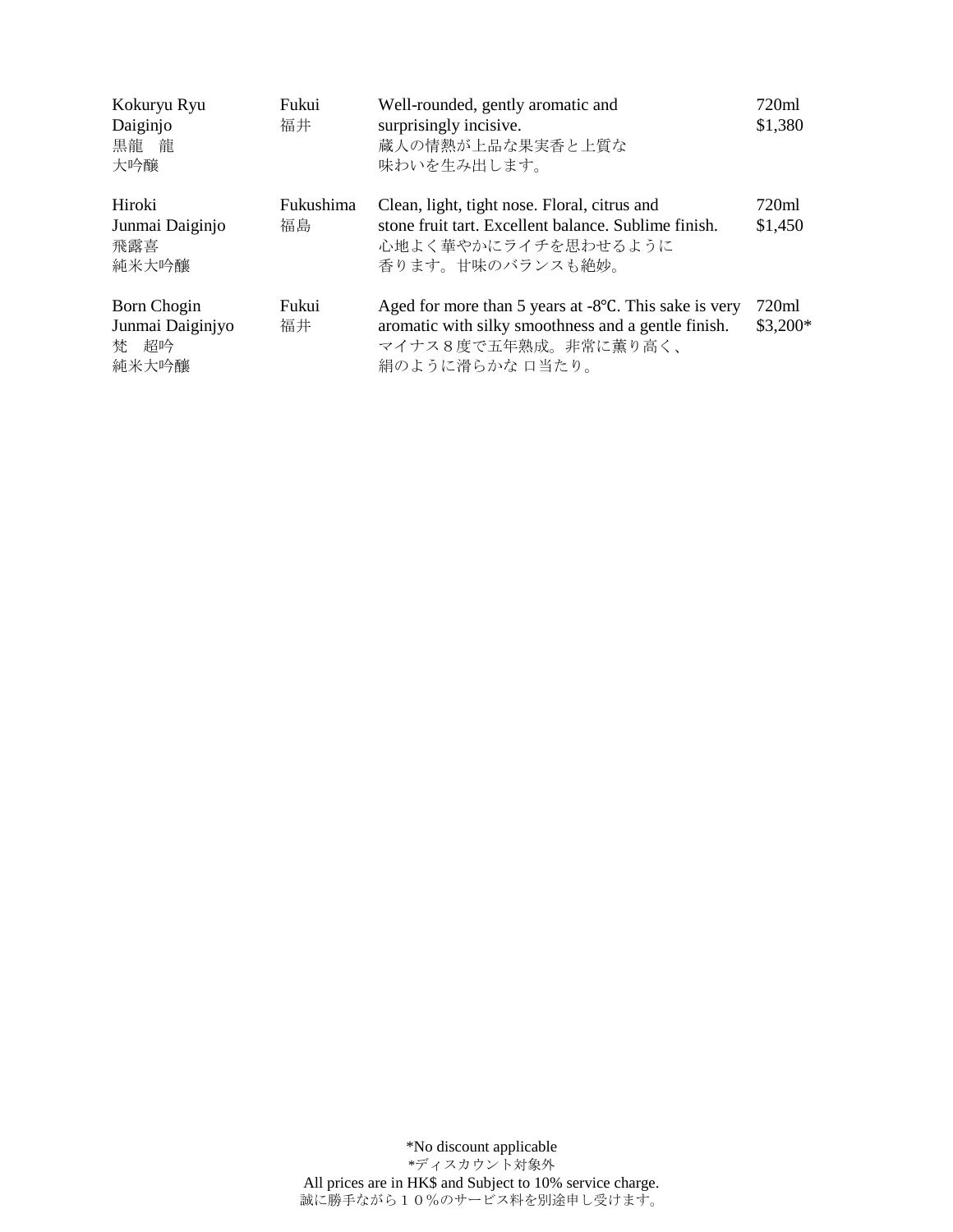| | | | |
|---|---|---|---|
| Kokuryu Ryu<br>Daiginjo<br>黒龍　龍<br>大吟醸 | Fukui<br>福井 | Well-rounded, gently aromatic and surprisingly incisive.<br>蔵人の情熱が上品な果実香と上質な味わいを生み出します。 | 720ml<br>$1,380 |
| Hiroki<br>Junmai Daiginjo<br>飛露喜<br>純米大吟醸 | Fukushima<br>福島 | Clean, light, tight nose. Floral, citrus and stone fruit tart. Excellent balance. Sublime finish.<br>心地よく華やかにライチを思わせるように香ります。甘味のバランスも絶妙。 | 720ml<br>$1,450 |
| Born Chogin<br>Junmai Daiginjyo<br>梵　超吟<br>純米大吟醸 | Fukui<br>福井 | Aged for more than 5 years at -8℃. This sake is very aromatic with silky smoothness and a gentle finish.<br>マイナス８度で五年熟成。非常に薫り高く、絹のように滑らかな 口当たり。 | 720ml<br>$3,200* |

*No discount applicable
*ディスカウント対象外
All prices are in HK$ and Subject to 10% service charge.
誠に勝手ながら１０％のサービス料を別途申し受けます。